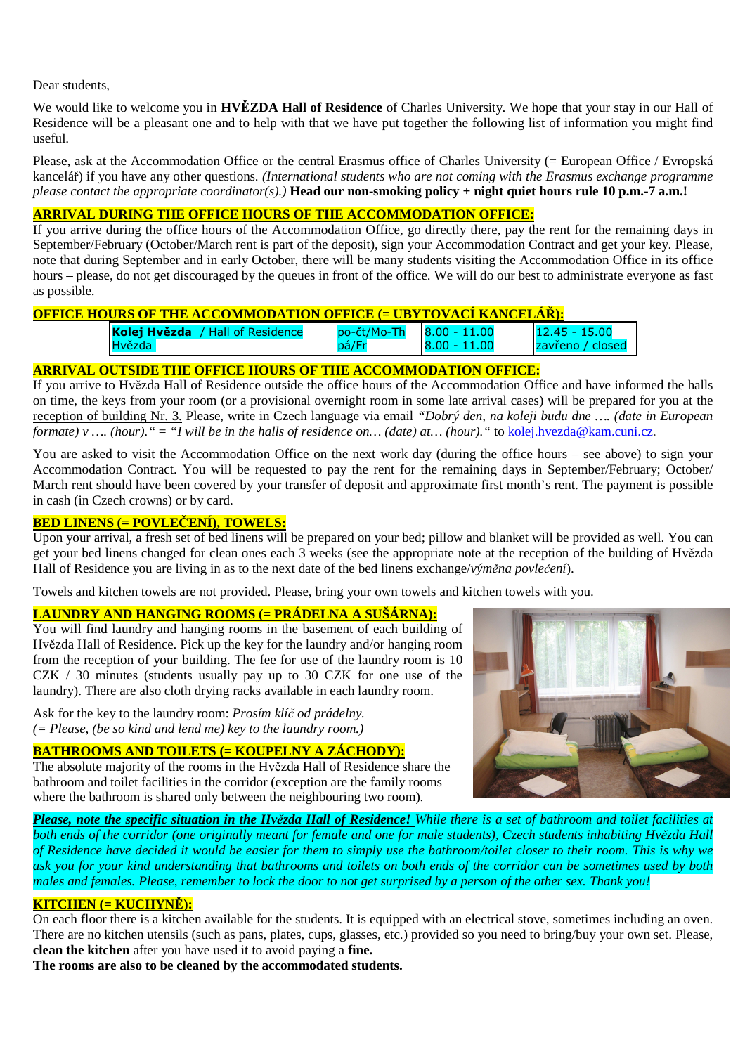Dear students,

We would like to welcome you in **HVĚZDA Hall of Residence** of Charles University. We hope that your stay in our Hall of Residence will be a pleasant one and to help with that we have put together the following list of information you might find useful.

Please, ask at the Accommodation Office or the central Erasmus office of Charles University (= European Office / Evropská kancelář) if you have any other questions. *(International students who are not coming with the Erasmus exchange programme please contact the appropriate coordinator(s).)* **Head our non-smoking policy + night quiet hours rule 10 p.m.-7 a.m.!**

## ARRIVAL DURING THE OFFICE HOURS OF THE ACCOMMODATION OFFICE:

If you arrive during the office hours of the Accommodation Office, go directly there, pay the rent for the remaining days in September/February (October/March rent is part of the deposit), sign your Accommodation Contract and get your key. Please, note that during September and in early October, there will be many students visiting the Accommodation Office in its office hours – please, do not get discouraged by the queues in front of the office. We will do our best to administrate everyone as fast as possible.

## OFFICE HOURS OF THE ACCOMMODATION OFFICE (= UBYTOVACÍ KANCELÁŘ):

| **Kolej Hvězda** / Hall of Residence Hvězda | po-čt/Mo-Th | 8.00 - 11.00 | 12.45 - 15.00 |
|---|---|---|---|
| | pá/Fr | 8.00 - 11.00 | zavřeno / closed |

## ARRIVAL OUTSIDE THE OFFICE HOURS OF THE ACCOMMODATION OFFICE:

If you arrive to Hvězda Hall of Residence outside the office hours of the Accommodation Office and have informed the halls on time, the keys from your room (or a provisional overnight room in some late arrival cases) will be prepared for you at the reception of building Nr. 3. Please, write in Czech language via email *"Dobrý den, na koleji budu dne …. (date in European formate) v …. (hour)." = "I will be in the halls of residence on… (date) at… (hour)."* to kolej.hvezda@kam.cuni.cz.

You are asked to visit the Accommodation Office on the next work day (during the office hours – see above) to sign your Accommodation Contract. You will be requested to pay the rent for the remaining days in September/February; October/ March rent should have been covered by your transfer of deposit and approximate first month's rent. The payment is possible in cash (in Czech crowns) or by card.

## BED LINENS (= POVLEČENÍ), TOWELS:

Upon your arrival, a fresh set of bed linens will be prepared on your bed; pillow and blanket will be provided as well. You can get your bed linens changed for clean ones each 3 weeks (see the appropriate note at the reception of the building of Hvězda Hall of Residence you are living in as to the next date of the bed linens exchange/*výměna povlečení*).

Towels and kitchen towels are not provided. Please, bring your own towels and kitchen towels with you.

## LAUNDRY AND HANGING ROOMS (= PRÁDELNA A SUŠÁRNA):

You will find laundry and hanging rooms in the basement of each building of Hvězda Hall of Residence. Pick up the key for the laundry and/or hanging room from the reception of your building. The fee for use of the laundry room is 10 CZK / 30 minutes (students usually pay up to 30 CZK for one use of the laundry). There are also cloth drying racks available in each laundry room.

Ask for the key to the laundry room: *Prosím klíč od prádelny.*
*(= Please, (be so kind and lend me) key to the laundry room.)*

## BATHROOMS AND TOILETS (= KOUPELNY A ZÁCHODY):

The absolute majority of the rooms in the Hvězda Hall of Residence share the bathroom and toilet facilities in the corridor (exception are the family rooms where the bathroom is shared only between the neighbouring two room).

***Please, note the specific situation in the Hvězda Hall of Residence!*** *While there is a set of bathroom and toilet facilities at both ends of the corridor (one originally meant for female and one for male students), Czech students inhabiting Hvězda Hall of Residence have decided it would be easier for them to simply use the bathroom/toilet closer to their room. This is why we ask you for your kind understanding that bathrooms and toilets on both ends of the corridor can be sometimes used by both males and females. Please, remember to lock the door to not get surprised by a person of the other sex. Thank you!*

## KITCHEN (= KUCHYNĚ):

On each floor there is a kitchen available for the students. It is equipped with an electrical stove, sometimes including an oven. There are no kitchen utensils (such as pans, plates, cups, glasses, etc.) provided so you need to bring/buy your own set. Please, **clean the kitchen** after you have used it to avoid paying a **fine.**

**The rooms are also to be cleaned by the accommodated students.**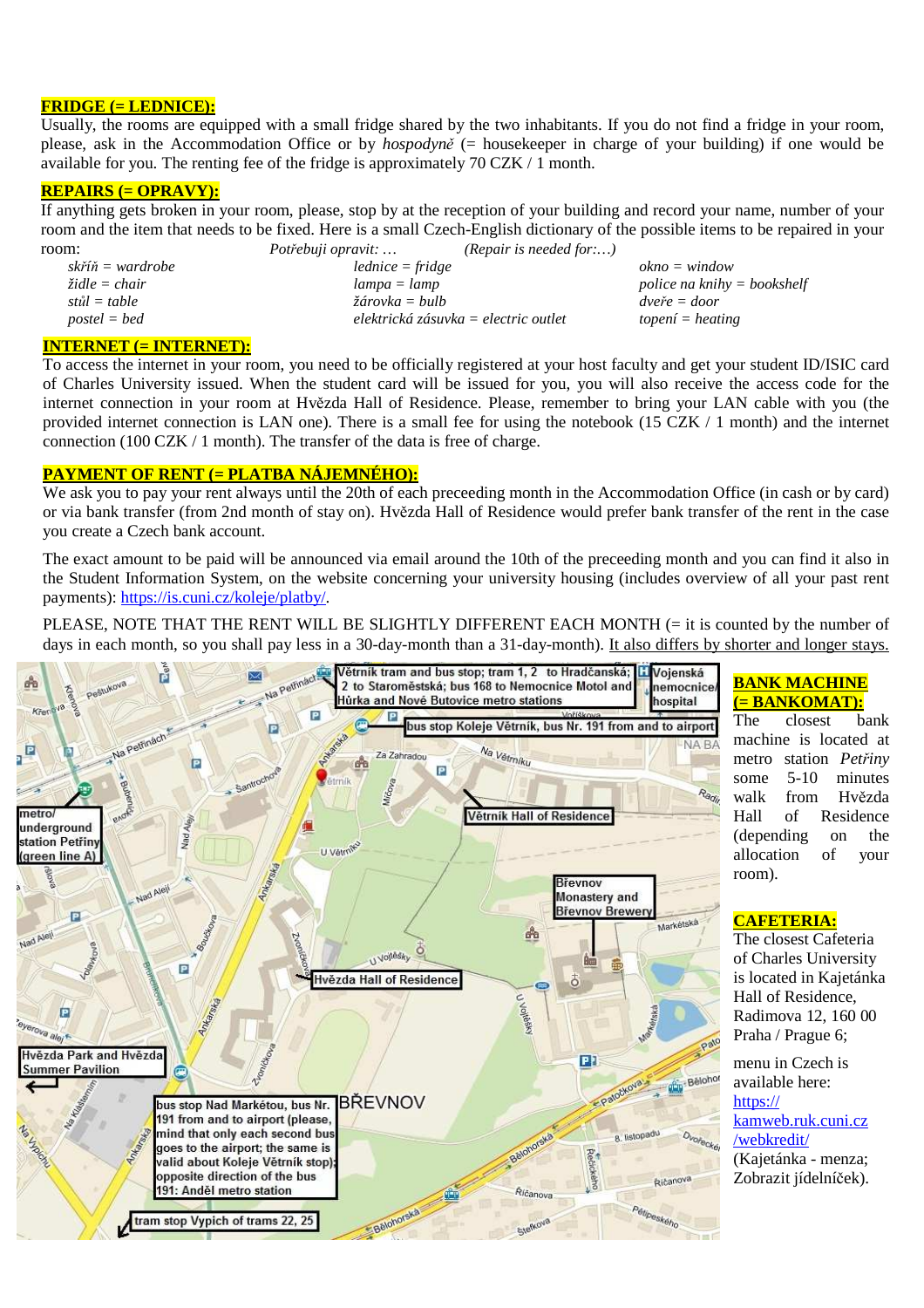**FRIDGE (= LEDNICE):**

Usually, the rooms are equipped with a small fridge shared by the two inhabitants. If you do not find a fridge in your room, please, ask in the Accommodation Office or by *hospodyně* (= housekeeper in charge of your building) if one would be available for you. The renting fee of the fridge is approximately 70 CZK / 1 month.

**REPAIRS (= OPRAVY):**

If anything gets broken in your room, please, stop by at the reception of your building and record your name, number of your room and the item that needs to be fixed. Here is a small Czech-English dictionary of the possible items to be repaired in your room: *Potřebuji opravit: …* *(Repair is needed for:…)*

| | | |
|---|---|---|
| *skříň = wardrobe* | *lednice = fridge* | *okno = window* |
| *židle = chair* | *lampa = lamp* | *police na knihy = bookshelf* |
| *stůl = table* | *žárovka = bulb* | *dveře = door* |
| *postel = bed* | *elektrická zásuvka = electric outlet* | *topení = heating* |

**INTERNET (= INTERNET):**

To access the internet in your room, you need to be officially registered at your host faculty and get your student ID/ISIC card of Charles University issued. When the student card will be issued for you, you will also receive the access code for the internet connection in your room at Hvězda Hall of Residence. Please, remember to bring your LAN cable with you (the provided internet connection is LAN one). There is a small fee for using the notebook (15 CZK / 1 month) and the internet connection (100 CZK / 1 month). The transfer of the data is free of charge.

**PAYMENT OF RENT (= PLATBA NÁJEMNÉHO):**

We ask you to pay your rent always until the 20th of each preceeding month in the Accommodation Office (in cash or by card) or via bank transfer (from 2nd month of stay on). Hvězda Hall of Residence would prefer bank transfer of the rent in the case you create a Czech bank account.

The exact amount to be paid will be announced via email around the 10th of the preceeding month and you can find it also in the Student Information System, on the website concerning your university housing (includes overview of all your past rent payments): https://is.cuni.cz/koleje/platby/.

PLEASE, NOTE THAT THE RENT WILL BE SLIGHTLY DIFFERENT EACH MONTH (= it is counted by the number of days in each month, so you shall pay less in a 30-day-month than a 31-day-month). It also differs by shorter and longer stays.

Větrník tram and bus stop; tram 1, 2 to Hradčanská; 2 to Staroměstská; bus 168 to Nemocnice Motol and Hůrka and Nové Butovice metro stations

Vojenská nemocnice/ hospital

bus stop Koleje Větrník, bus Nr. 191 from and to airport

metro/ underground station Petřiny (green line A)

Větrník Hall of Residence

Břevnov Monastery and Břevnov Brewery

Hvězda Hall of Residence

Hvězda Park and Hvězda Summer Pavilion

bus stop Nad Markétou, bus Nr. 191 from and to airport (please, mind that only each second bus goes to the airport; the same is valid about Koleje Větrník stop); opposite direction of the bus 191: Anděl metro station

tram stop Vypich of trams 22, 25

**BANK MACHINE (= BANKOMAT):**

The closest bank machine is located at metro station *Petřiny* some 5-10 minutes walk from Hvězda Hall of Residence (depending on the allocation of your room).

**CAFETERIA:**

The closest Cafeteria of Charles University is located in Kajetánka Hall of Residence, Radimova 12, 160 00 Praha / Prague 6;

menu in Czech is available here: https://kamweb.ruk.cuni.cz/webkredit/ (Kajetánka - menza; Zobrazit jídelníček).